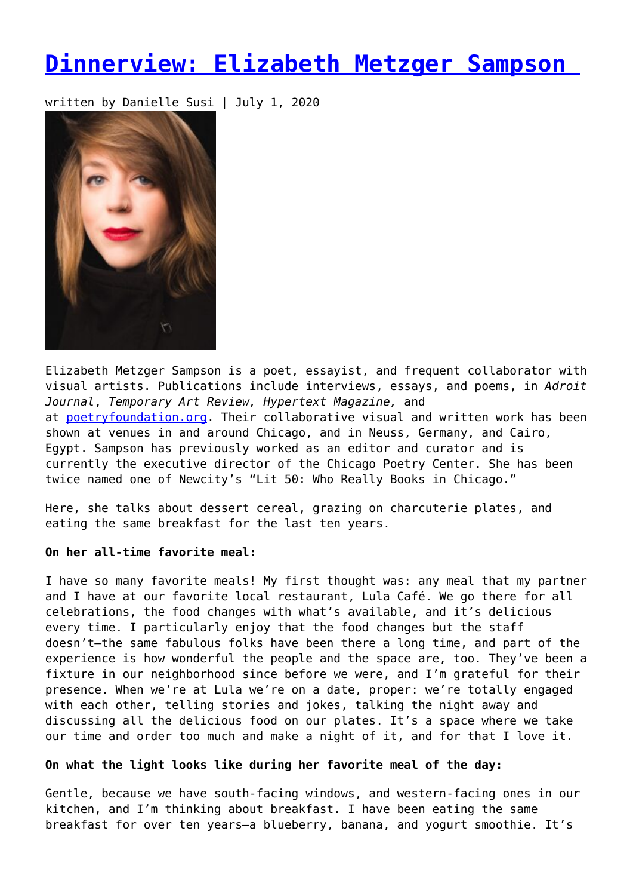# [Dinnerview: Elizabeth Metzger Sampson](#)

written by Danielle Susi | July 1, 2020

Elizabeth Metzger Sampson is a poet, essayist, and frequent collaborator with visual artists. Publications include interviews, essays, and poems, in *Adroit Journal*, *Temporary Art Review, Hypertext Magazine,* and at [poetryfoundation.org](#). Their collaborative visual and written work has been shown at venues in and around Chicago, and in Neuss, Germany, and Cairo, Egypt. Sampson has previously worked as an editor and curator and is currently the executive director of the Chicago Poetry Center. She has been twice named one of Newcity's "Lit 50: Who Really Books in Chicago."

Here, she talks about dessert cereal, grazing on charcuterie plates, and eating the same breakfast for the last ten years.

**On her all-time favorite meal:**

I have so many favorite meals! My first thought was: any meal that my partner and I have at our favorite local restaurant, Lula Café. We go there for all celebrations, the food changes with what's available, and it's delicious every time. I particularly enjoy that the food changes but the staff doesn't—the same fabulous folks have been there a long time, and part of the experience is how wonderful the people and the space are, too. They've been a fixture in our neighborhood since before we were, and I'm grateful for their presence. When we're at Lula we're on a date, proper: we're totally engaged with each other, telling stories and jokes, talking the night away and discussing all the delicious food on our plates. It's a space where we take our time and order too much and make a night of it, and for that I love it.

**On what the light looks like during her favorite meal of the day:**

Gentle, because we have south-facing windows, and western-facing ones in our kitchen, and I'm thinking about breakfast. I have been eating the same breakfast for over ten years—a blueberry, banana, and yogurt smoothie. It's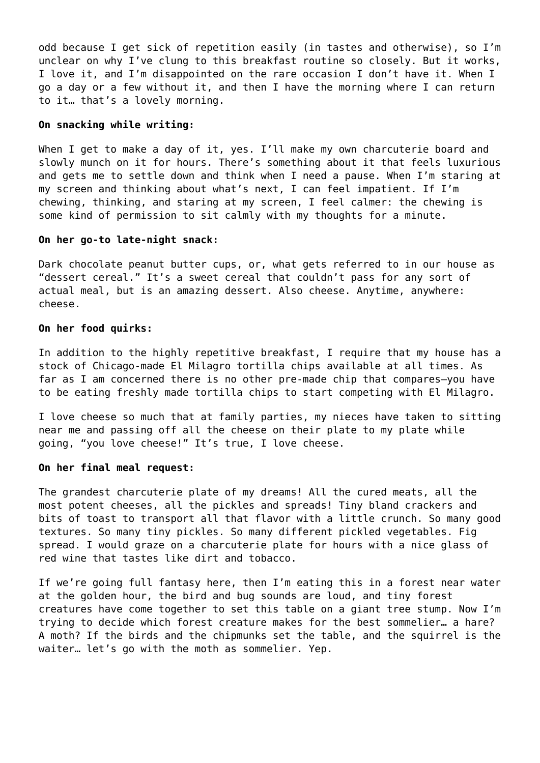odd because I get sick of repetition easily (in tastes and otherwise), so I'm unclear on why I've clung to this breakfast routine so closely. But it works, I love it, and I'm disappointed on the rare occasion I don't have it. When I go a day or a few without it, and then I have the morning where I can return to it… that's a lovely morning.

**On snacking while writing:**

When I get to make a day of it, yes. I'll make my own charcuterie board and slowly munch on it for hours. There's something about it that feels luxurious and gets me to settle down and think when I need a pause. When I'm staring at my screen and thinking about what's next, I can feel impatient. If I'm chewing, thinking, and staring at my screen, I feel calmer: the chewing is some kind of permission to sit calmly with my thoughts for a minute.

**On her go-to late-night snack:**

Dark chocolate peanut butter cups, or, what gets referred to in our house as "dessert cereal." It's a sweet cereal that couldn't pass for any sort of actual meal, but is an amazing dessert. Also cheese. Anytime, anywhere: cheese.

**On her food quirks:**

In addition to the highly repetitive breakfast, I require that my house has a stock of Chicago-made El Milagro tortilla chips available at all times. As far as I am concerned there is no other pre-made chip that compares—you have to be eating freshly made tortilla chips to start competing with El Milagro.

I love cheese so much that at family parties, my nieces have taken to sitting near me and passing off all the cheese on their plate to my plate while going, "you love cheese!" It's true, I love cheese.

**On her final meal request:**

The grandest charcuterie plate of my dreams! All the cured meats, all the most potent cheeses, all the pickles and spreads! Tiny bland crackers and bits of toast to transport all that flavor with a little crunch. So many good textures. So many tiny pickles. So many different pickled vegetables. Fig spread. I would graze on a charcuterie plate for hours with a nice glass of red wine that tastes like dirt and tobacco.

If we're going full fantasy here, then I'm eating this in a forest near water at the golden hour, the bird and bug sounds are loud, and tiny forest creatures have come together to set this table on a giant tree stump. Now I'm trying to decide which forest creature makes for the best sommelier… a hare? A moth? If the birds and the chipmunks set the table, and the squirrel is the waiter… let's go with the moth as sommelier. Yep.